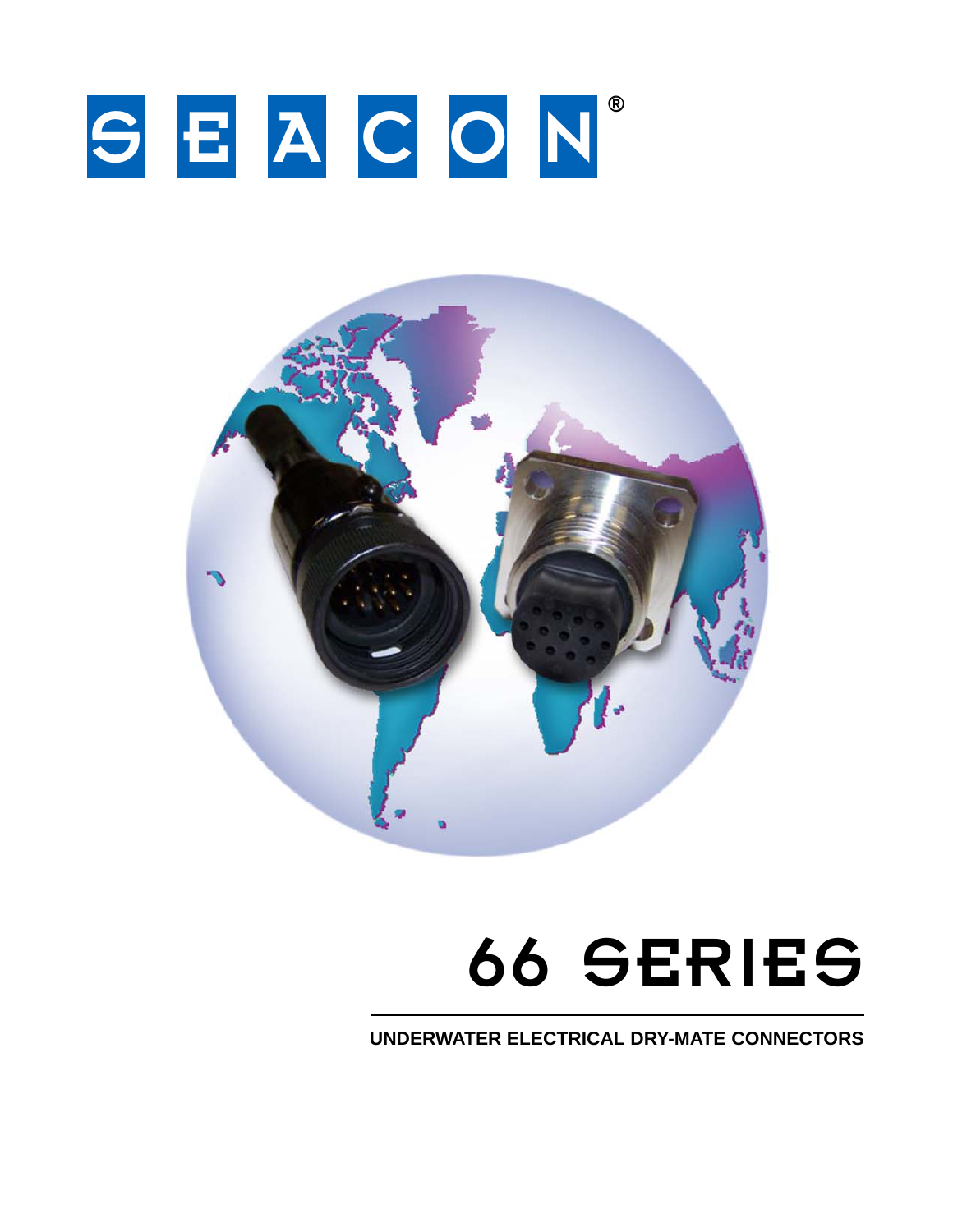# SEACON®

# 66 SERIES

**UNDERWATER ELECTRICAL DRY-MATE CONNECTORS**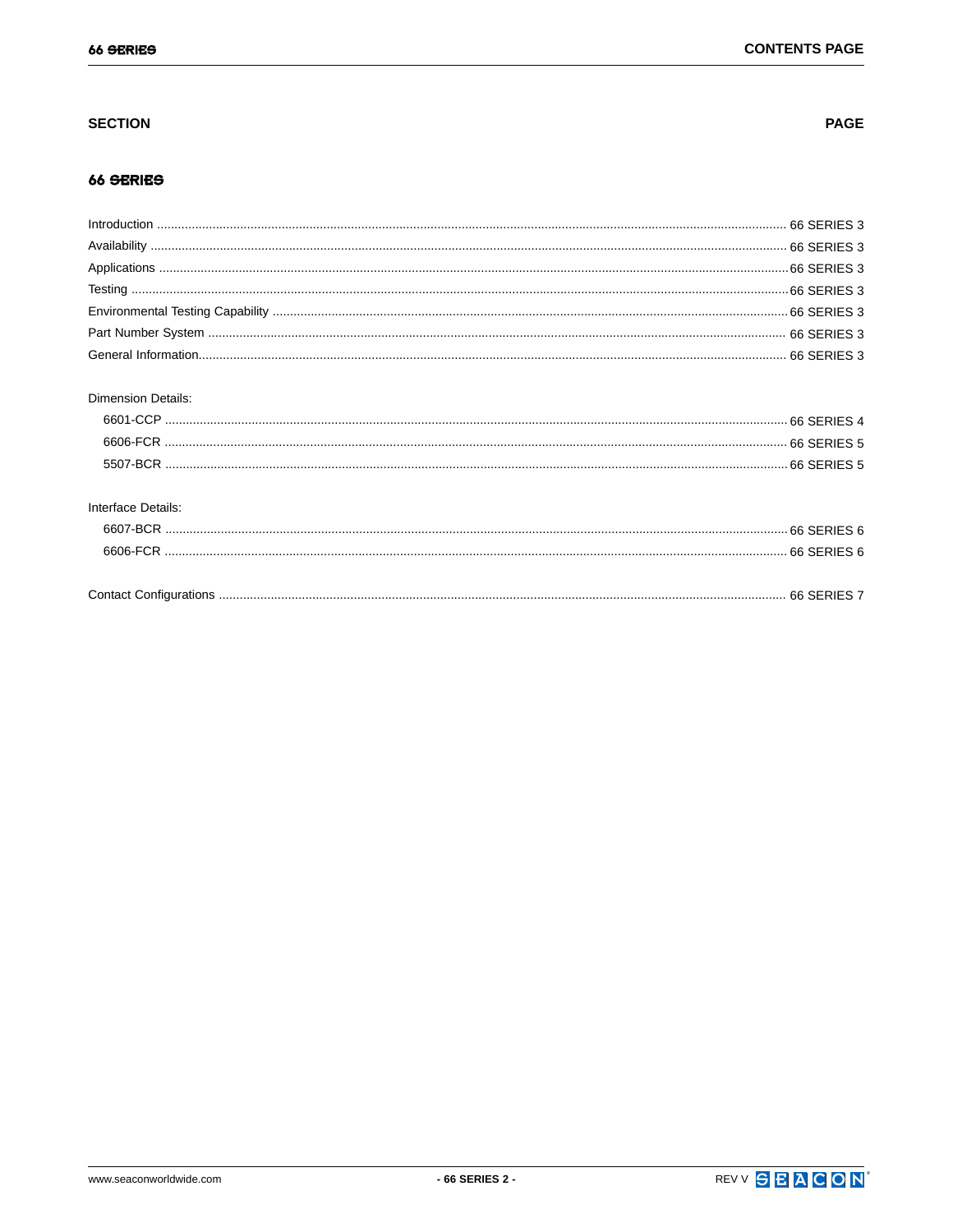## SECTION — PAGE

### 66 SERIES

| Section | Page |
|---|---|
| Introduction | 66 SERIES 3 |
| Availability | 66 SERIES 3 |
| Applications | 66 SERIES 3 |
| Testing | 66 SERIES 3 |
| Environmental Testing Capability | 66 SERIES 3 |
| Part Number System | 66 SERIES 3 |
| General Information | 66 SERIES 3 |
| **Dimension Details:** | |
| 6601-CCP | 66 SERIES 4 |
| 6606-FCR | 66 SERIES 5 |
| 5507-BCR | 66 SERIES 5 |
| **Interface Details:** | |
| 6607-BCR | 66 SERIES 6 |
| 6606-FCR | 66 SERIES 6 |
| Contact Configurations | 66 SERIES 7 |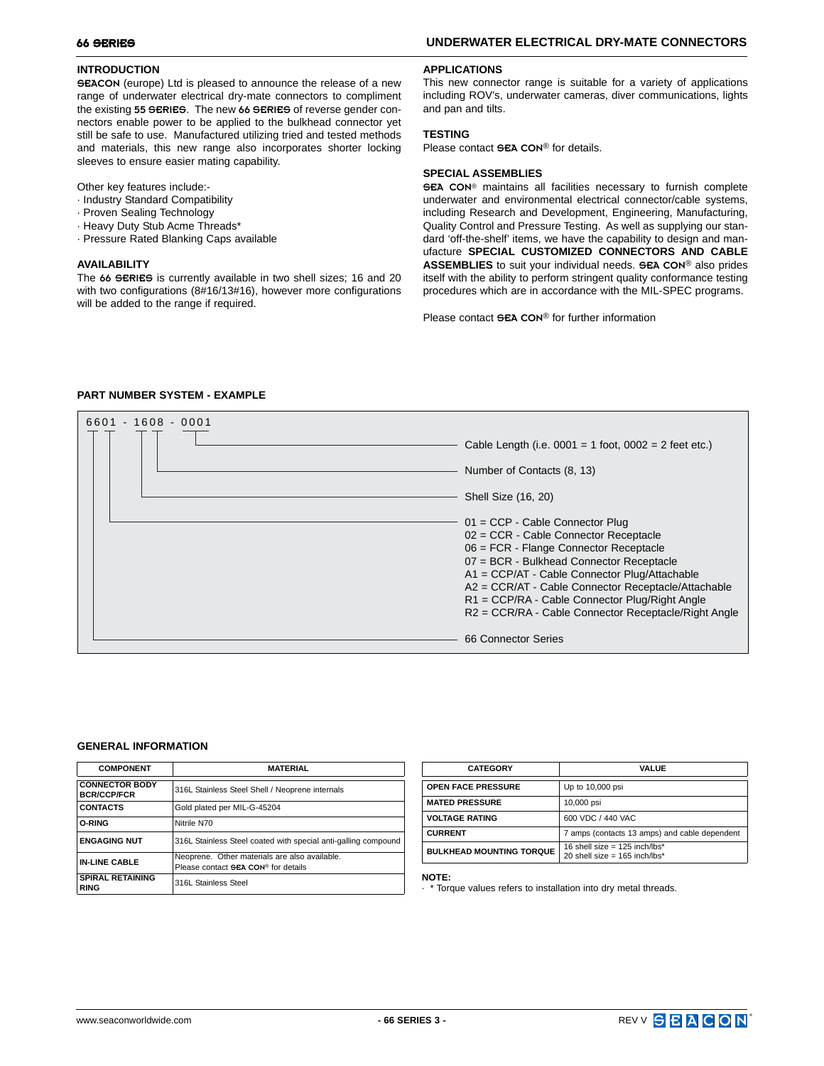## UNDERWATER ELECTRICAL DRY-MATE CONNECTORS

### INTRODUCTION

**SEACON** (europe) Ltd is pleased to announce the release of a new range of underwater electrical dry-mate connectors to compliment the existing **55 SERIES**. The new **66 SERIES** of reverse gender connectors enable power to be applied to the bulkhead connector yet still be safe to use. Manufactured utilizing tried and tested methods and materials, this new range also incorporates shorter locking sleeves to ensure easier mating capability.

Other key features include:-

- Industry Standard Compatibility
- Proven Sealing Technology
- Heavy Duty Stub Acme Threads*
- Pressure Rated Blanking Caps available

### AVAILABILITY

The **66 SERIES** is currently available in two shell sizes; 16 and 20 with two configurations (8#16/13#16), however more configurations will be added to the range if required.

### APPLICATIONS

This new connector range is suitable for a variety of applications including ROV's, underwater cameras, diver communications, lights and pan and tilts.

### TESTING

Please contact **SEA CON**® for details.

### SPECIAL ASSEMBLIES

**SEA CON**® maintains all facilities necessary to furnish complete underwater and environmental electrical connector/cable systems, including Research and Development, Engineering, Manufacturing, Quality Control and Pressure Testing. As well as supplying our standard 'off-the-shelf' items, we have the capability to design and manufacture **SPECIAL CUSTOMIZED CONNECTORS AND CABLE ASSEMBLIES** to suit your individual needs. **SEA CON**® also prides itself with the ability to perform stringent quality conformance testing procedures which are in accordance with the MIL-SPEC programs.

Please contact **SEA CON**® for further information

### PART NUMBER SYSTEM - EXAMPLE

6601 - 1608 - 0001

- **0001** — Cable Length (i.e. 0001 = 1 foot, 0002 = 2 feet etc.)
- **08** — Number of Contacts (8, 13)
- **16** — Shell Size (16, 20)
- **01** — Connector type:
  - 01 = CCP - Cable Connector Plug
  - 02 = CCR - Cable Connector Receptacle
  - 06 = FCR - Flange Connector Receptacle
  - 07 = BCR - Bulkhead Connector Receptacle
  - A1 = CCP/AT - Cable Connector Plug/Attachable
  - A2 = CCR/AT - Cable Connector Receptacle/Attachable
  - R1 = CCP/RA - Cable Connector Plug/Right Angle
  - R2 = CCR/RA - Cable Connector Receptacle/Right Angle
- **66** — 66 Connector Series

### GENERAL INFORMATION

| COMPONENT | MATERIAL |
|---|---|
| CONNECTOR BODY BCR/CCP/FCR | 316L Stainless Steel Shell / Neoprene internals |
| CONTACTS | Gold plated per MIL-G-45204 |
| O-RING | Nitrile N70 |
| ENGAGING NUT | 316L Stainless Steel coated with special anti-galling compound |
| IN-LINE CABLE | Neoprene. Other materials are also available. Please contact SEA CON® for details |
| SPIRAL RETAINING RING | 316L Stainless Steel |

| CATEGORY | VALUE |
|---|---|
| OPEN FACE PRESSURE | Up to 10,000 psi |
| MATED PRESSURE | 10,000 psi |
| VOLTAGE RATING | 600 VDC / 440 VAC |
| CURRENT | 7 amps (contacts 13 amps) and cable dependent |
| BULKHEAD MOUNTING TORQUE | 16 shell size = 125 inch/lbs*<br>20 shell size = 165 inch/lbs* |

**NOTE:**

- \* Torque values refers to installation into dry metal threads.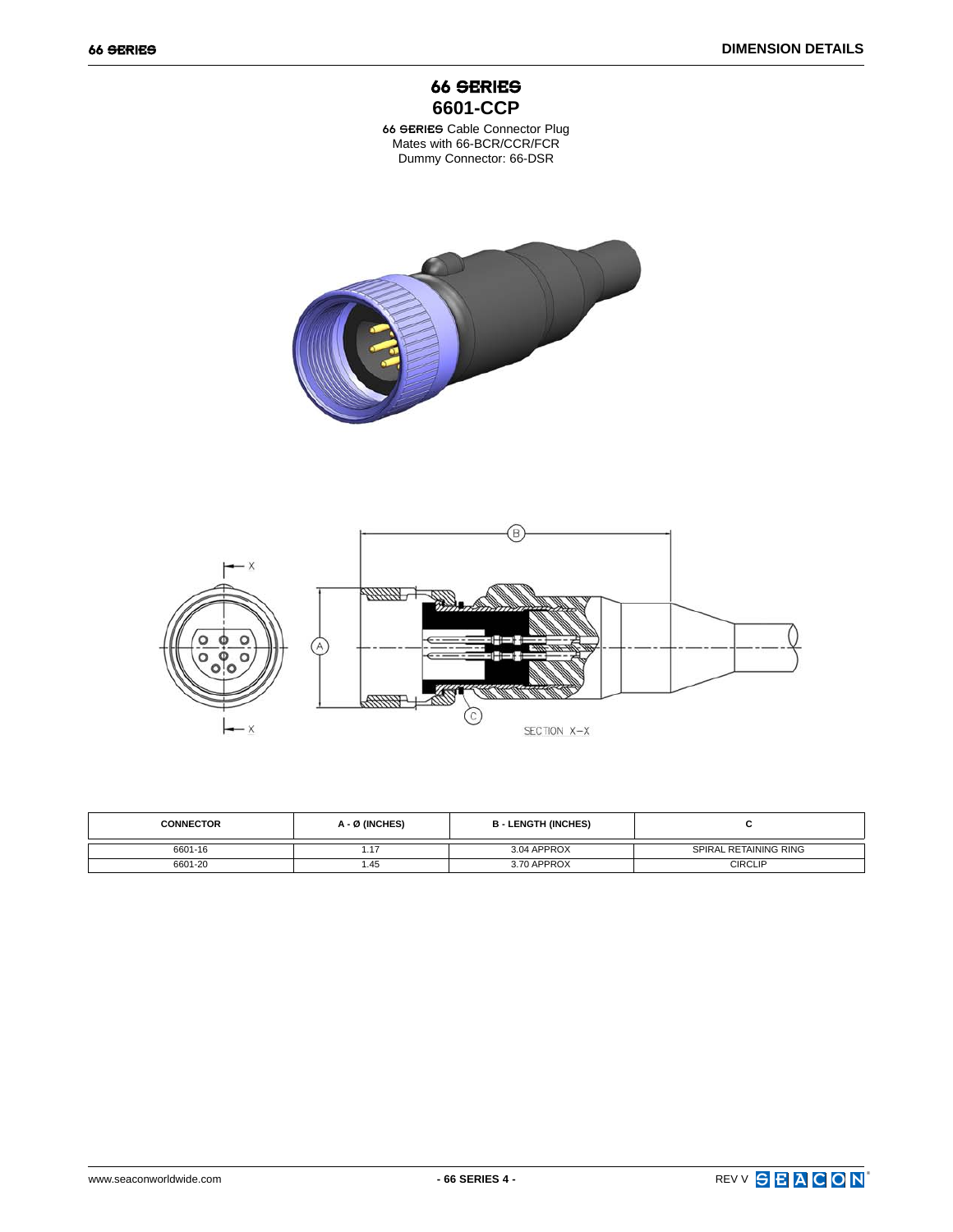# 66 SERIES

## 6601-CCP

66 SERIES Cable Connector Plug
Mates with 66-BCR/CCR/FCR
Dummy Connector: 66-DSR

| CONNECTOR | A - Ø (INCHES) | B - LENGTH (INCHES) | C |
|---|---|---|---|
| 6601-16 | 1.17 | 3.04 APPROX | SPIRAL RETAINING RING |
| 6601-20 | 1.45 | 3.70 APPROX | CIRCLIP |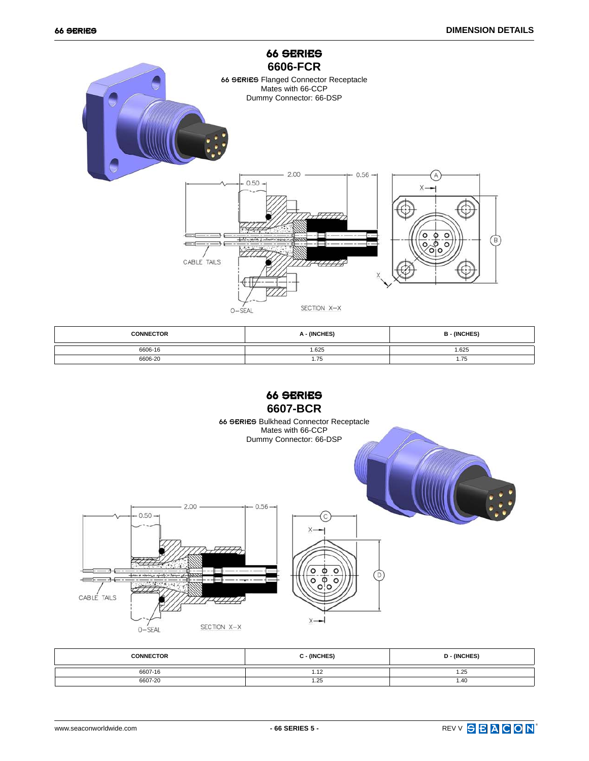## 66 SERIES
## 6606-FCR

66 SERIES Flanged Connector Receptacle
Mates with 66-CCP
Dummy Connector: 66-DSP

2.00 0.50 0.56 A X B CABLE TAILS O-SEAL SECTION X–X

| CONNECTOR | A - (INCHES) | B - (INCHES) |
|---|---|---|
| 6606-16 | 1.625 | 1.625 |
| 6606-20 | 1.75 | 1.75 |

## 66 SERIES
## 6607-BCR

66 SERIES Bulkhead Connector Receptacle
Mates with 66-CCP
Dummy Connector: 66-DSP

2.00 0.50 0.56 C X D CABLE TAILS O-SEAL SECTION X–X

| CONNECTOR | C - (INCHES) | D - (INCHES) |
|---|---|---|
| 6607-16 | 1.12 | 1.25 |
| 6607-20 | 1.25 | 1.40 |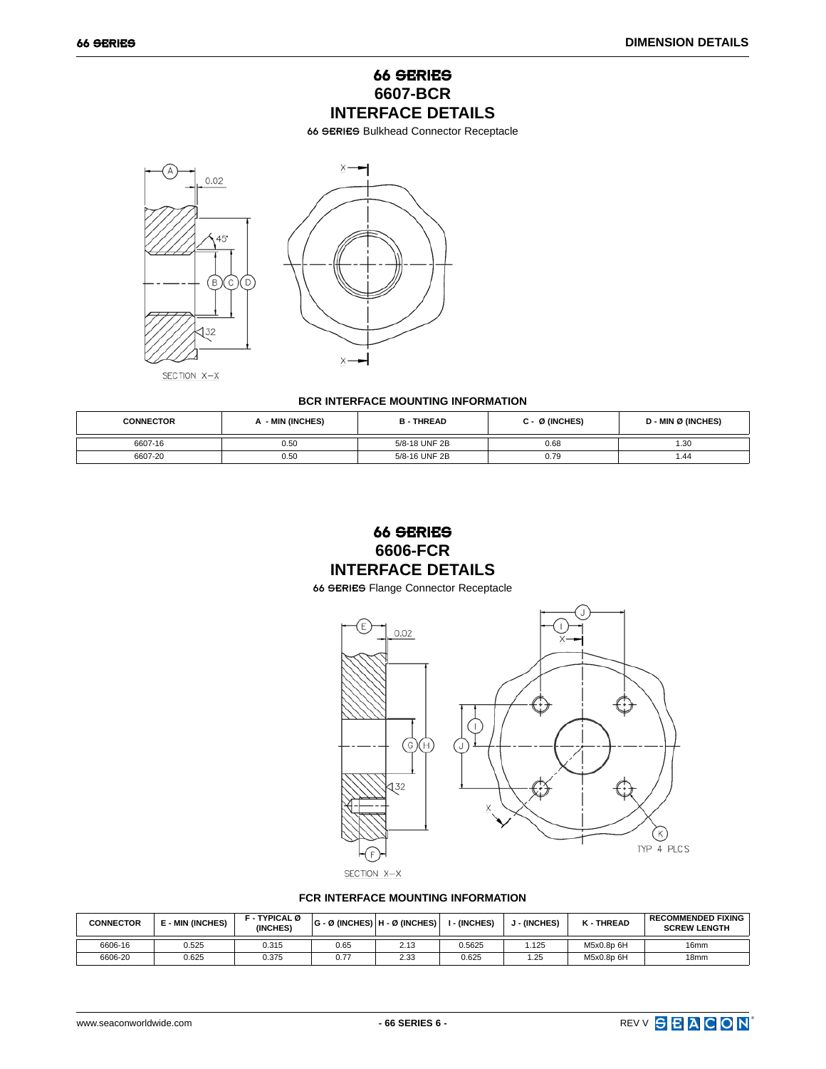# 66 SERIES
## 6607-BCR
## INTERFACE DETAILS

66 SERIES Bulkhead Connector Receptacle

SECTION X–X

### BCR INTERFACE MOUNTING INFORMATION

| CONNECTOR | A - MIN (INCHES) | B - THREAD | C - Ø (INCHES) | D - MIN Ø (INCHES) |
|---|---|---|---|---|
| 6607-16 | 0.50 | 5/8-18 UNF 2B | 0.68 | 1.30 |
| 6607-20 | 0.50 | 5/8-16 UNF 2B | 0.79 | 1.44 |

# 66 SERIES
## 6606-FCR
## INTERFACE DETAILS

66 SERIES Flange Connector Receptacle

SECTION X–X

TYP 4 PLCS

### FCR INTERFACE MOUNTING INFORMATION

| CONNECTOR | E - MIN (INCHES) | F - TYPICAL Ø (INCHES) | G - Ø (INCHES) | H - Ø (INCHES) | I - (INCHES) | J - (INCHES) | K - THREAD | RECOMMENDED FIXING SCREW LENGTH |
|---|---|---|---|---|---|---|---|---|
| 6606-16 | 0.525 | 0.315 | 0.65 | 2.13 | 0.5625 | 1.125 | M5x0.8p 6H | 16mm |
| 6606-20 | 0.625 | 0.375 | 0.77 | 2.33 | 0.625 | 1.25 | M5x0.8p 6H | 18mm |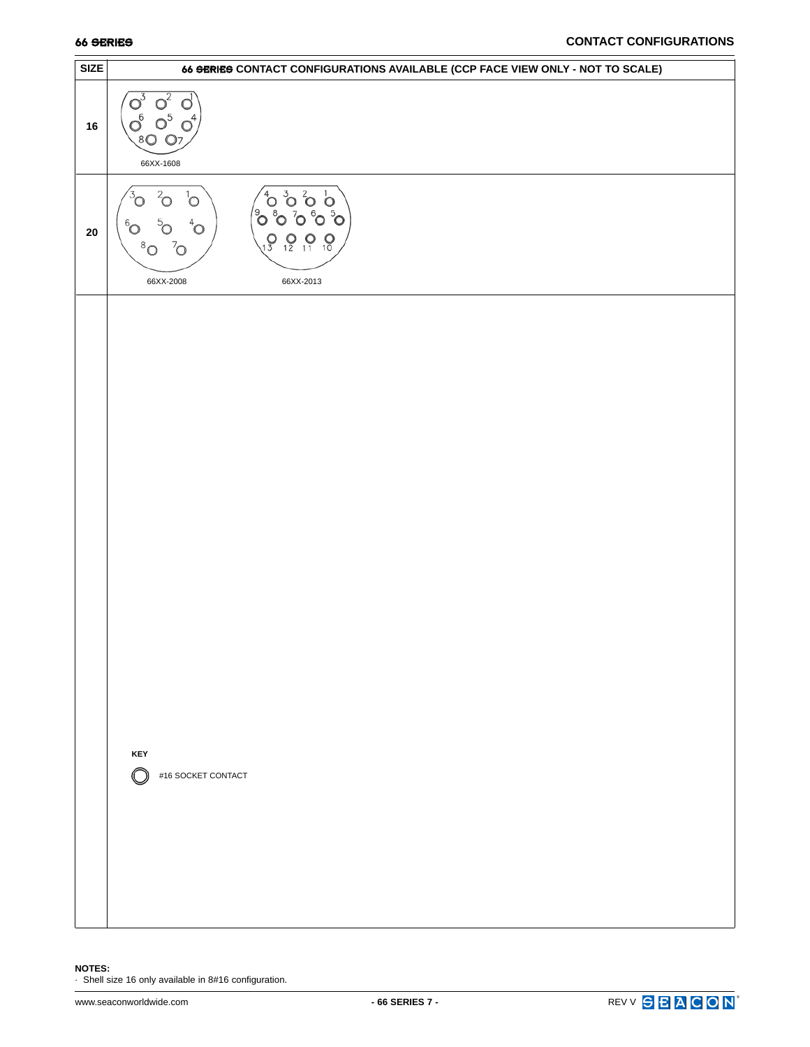| SIZE | 66 SERIES CONTACT CONFIGURATIONS AVAILABLE (CCP FACE VIEW ONLY - NOT TO SCALE) |
|---|---|
| 16 | 66XX-1608 |
| 20 | 66XX-2008 &nbsp;&nbsp;&nbsp; 66XX-2013 |

**KEY**

#16 SOCKET CONTACT

**NOTES:**

· Shell size 16 only available in 8#16 configuration.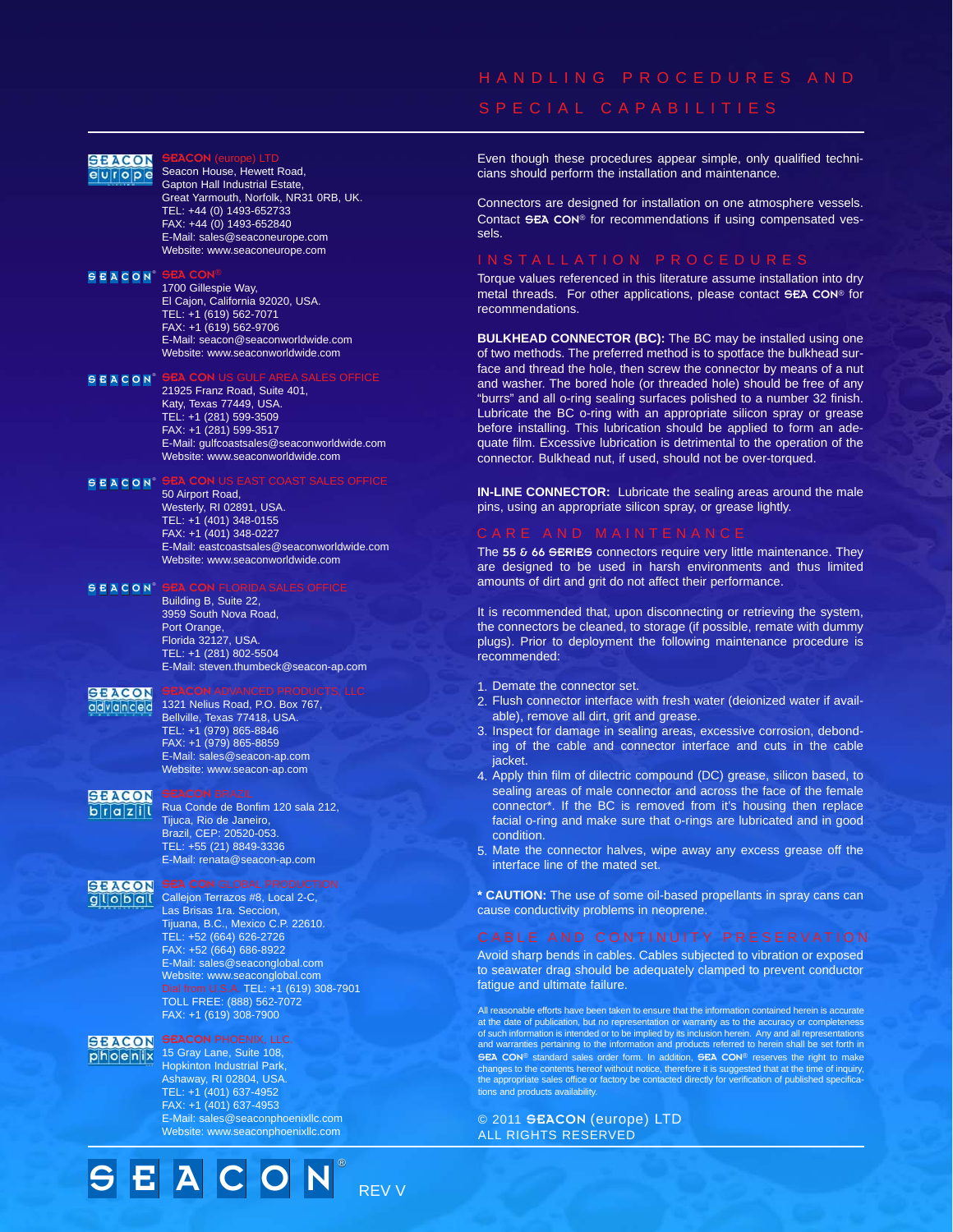# HANDLING PROCEDURES AND SPECIAL CAPABILITIES

**SEACON (europe) LTD**
Seacon House, Hewett Road,
Gapton Hall Industrial Estate,
Great Yarmouth, Norfolk, NR31 0RB, UK.
TEL: +44 (0) 1493-652733
FAX: +44 (0) 1493-652840
E-Mail: sales@seaconeurope.com
Website: www.seaconeurope.com

**SEA CON®**
1700 Gillespie Way,
El Cajon, California 92020, USA.
TEL: +1 (619) 562-7071
FAX: +1 (619) 562-9706
E-Mail: seacon@seaconworldwide.com
Website: www.seaconworldwide.com

**SEA CON US GULF AREA SALES OFFICE**
21925 Franz Road, Suite 401,
Katy, Texas 77449, USA.
TEL: +1 (281) 599-3509
FAX: +1 (281) 599-3517
E-Mail: gulfcoastsales@seaconworldwide.com
Website: www.seaconworldwide.com

**SEA CON US EAST COAST SALES OFFICE**
50 Airport Road,
Westerly, RI 02891, USA.
TEL: +1 (401) 348-0155
FAX: +1 (401) 348-0227
E-Mail: eastcoastsales@seaconworldwide.com
Website: www.seaconworldwide.com

**SEA CON FLORIDA SALES OFFICE**
Building B, Suite 22,
3959 South Nova Road,
Port Orange,
Florida 32127, USA.
TEL: +1 (281) 802-5504
E-Mail: steven.thumbeck@seacon-ap.com

**SEACON ADVANCED PRODUCTS, LLC**
1321 Nelius Road, P.O. Box 767,
Bellville, Texas 77418, USA.
TEL: +1 (979) 865-8846
FAX: +1 (979) 865-8859
E-Mail: sales@seacon-ap.com
Website: www.seacon-ap.com

**SEACON BRAZIL**
Rua Conde de Bonfim 120 sala 212,
Tijuca, Rio de Janeiro,
Brazil, CEP: 20520-053.
TEL: +55 (21) 8849-3336
E-Mail: renata@seacon-ap.com

**SEA CON GLOBAL PRODUCTION**
Callejon Terrazos #8, Local 2-C,
Las Brisas 1ra. Seccion,
Tijuana, B.C., Mexico C.P. 22610.
TEL: +52 (664) 626-2726
FAX: +52 (664) 686-8922
E-Mail: sales@seaconglobal.com
Website: www.seaconglobal.com
Dial from USA: TEL: +1 (619) 308-7901
TOLL FREE: (888) 562-7072
FAX: +1 (619) 308-7900

**SEACON PHOENIX, LLC**
15 Gray Lane, Suite 108,
Hopkinton Industrial Park,
Ashaway, RI 02804, USA.
TEL: +1 (401) 637-4952
FAX: +1 (401) 637-4953
E-Mail: sales@seaconphoenixllc.com
Website: www.seaconphoenixllc.com

Even though these procedures appear simple, only qualified technicians should perform the installation and maintenance.

Connectors are designed for installation on one atmosphere vessels. Contact SEA CON® for recommendations if using compensated vessels.

## INSTALLATION PROCEDURES

Torque values referenced in this literature assume installation into dry metal threads. For other applications, please contact SEA CON® for recommendations.

**BULKHEAD CONNECTOR (BC):** The BC may be installed using one of two methods. The preferred method is to spotface the bulkhead surface and thread the hole, then screw the connector by means of a nut and washer. The bored hole (or threaded hole) should be free of any "burrs" and all o-ring sealing surfaces polished to a number 32 finish. Lubricate the BC o-ring with an appropriate silicon spray or grease before installing. This lubrication should be applied to form an adequate film. Excessive lubrication is detrimental to the operation of the connector. Bulkhead nut, if used, should not be over-torqued.

**IN-LINE CONNECTOR:** Lubricate the sealing areas around the male pins, using an appropriate silicon spray, or grease lightly.

## CARE AND MAINTENANCE

The **55 & 66 SERIES** connectors require very little maintenance. They are designed to be used in harsh environments and thus limited amounts of dirt and grit do not affect their performance.

It is recommended that, upon disconnecting or retrieving the system, the connectors be cleaned, to storage (if possible, remate with dummy plugs). Prior to deployment the following maintenance procedure is recommended:

1. Demate the connector set.
2. Flush connector interface with fresh water (deionized water if available), remove all dirt, grit and grease.
3. Inspect for damage in sealing areas, excessive corrosion, debonding of the cable and connector interface and cuts in the cable jacket.
4. Apply thin film of dilectric compound (DC) grease, silicon based, to sealing areas of male connector and across the face of the female connector*. If the BC is removed from it's housing then replace facial o-ring and make sure that o-rings are lubricated and in good condition.
5. Mate the connector halves, wipe away any excess grease off the interface line of the mated set.

**\* CAUTION:** The use of some oil-based propellants in spray cans can cause conductivity problems in neoprene.

## CABLE AND CONTINUITY PRESERVATION

Avoid sharp bends in cables. Cables subjected to vibration or exposed to seawater drag should be adequately clamped to prevent conductor fatigue and ultimate failure.

All reasonable efforts have been taken to ensure that the information contained herein is accurate at the date of publication, but no representation or warranty as to the accuracy or completeness of such information is intended or to be implied by its inclusion herein. Any and all representations and warranties pertaining to the information and products referred to herein shall be set forth in SEA CON® standard sales order form. In addition, SEA CON® reserves the right to make changes to the contents hereof without notice, therefore it is suggested that at the time of inquiry, the appropriate sales office or factory be contacted directly for verification of published specifications and products availability.

© 2011 SEACON (europe) LTD
ALL RIGHTS RESERVED

SEACON®
REV V